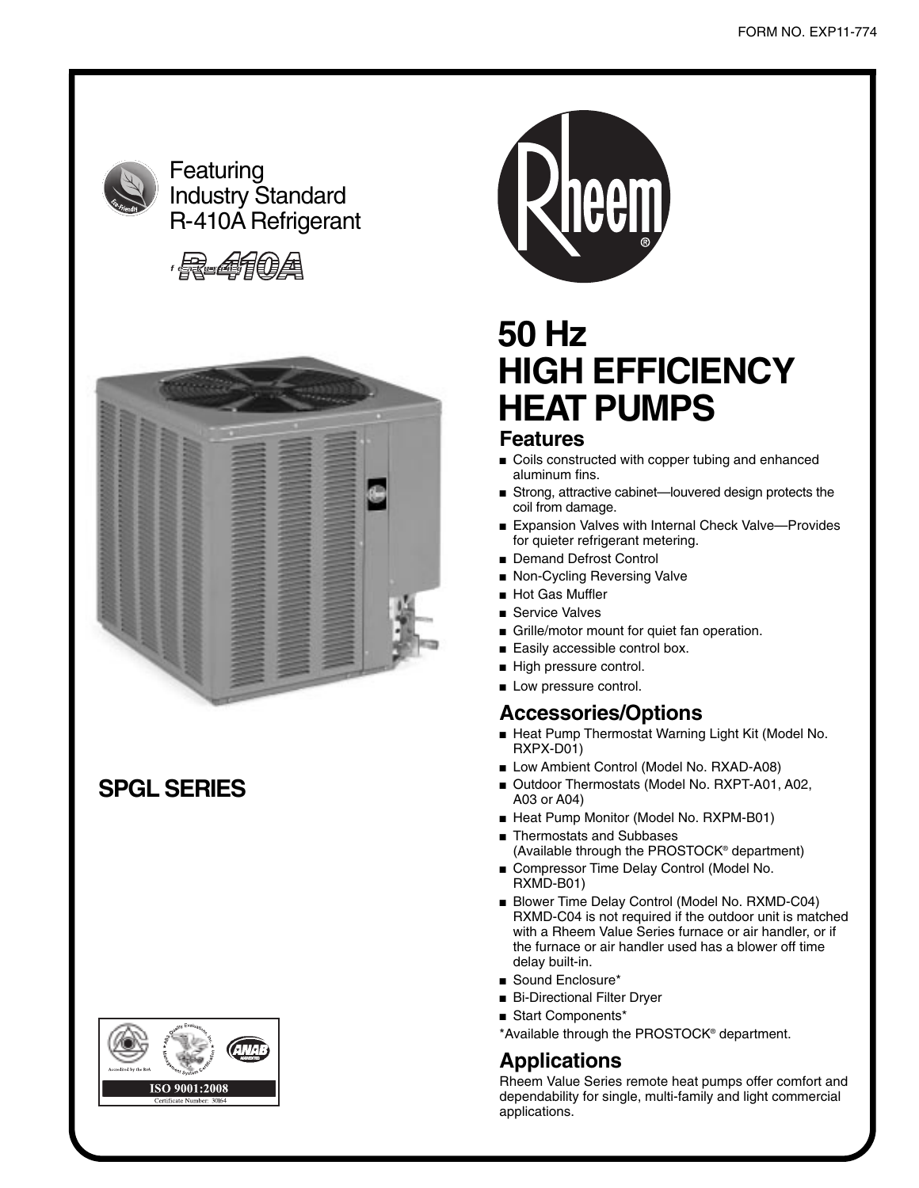FORM NO. EXP11-774

Featuring
Industry Standard
R-410A Refrigerant

R-410A

Rheem®

# 50 Hz HIGH EFFICIENCY HEAT PUMPS

## Features

- Coils constructed with copper tubing and enhanced aluminum fins.
- Strong, attractive cabinet—louvered design protects the coil from damage.
- Expansion Valves with Internal Check Valve—Provides for quieter refrigerant metering.
- Demand Defrost Control
- Non-Cycling Reversing Valve
- Hot Gas Muffler
- Service Valves
- Grille/motor mount for quiet fan operation.
- Easily accessible control box.
- High pressure control.
- Low pressure control.

## Accessories/Options

- Heat Pump Thermostat Warning Light Kit (Model No. RXPX-D01)
- Low Ambient Control (Model No. RXAD-A08)
- Outdoor Thermostats (Model No. RXPT-A01, A02, A03 or A04)
- Heat Pump Monitor (Model No. RXPM-B01)
- Thermostats and Subbases (Available through the PROSTOCK® department)
- Compressor Time Delay Control (Model No. RXMD-B01)
- Blower Time Delay Control (Model No. RXMD-C04) RXMD-C04 is not required if the outdoor unit is matched with a Rheem Value Series furnace or air handler, or if the furnace or air handler used has a blower off time delay built-in.
- Sound Enclosure*
- Bi-Directional Filter Dryer
- Start Components*

*Available through the PROSTOCK® department.

## Applications

Rheem Value Series remote heat pumps offer comfort and dependability for single, multi-family and light commercial applications.

## SPGL SERIES

ISO 9001:2008
Certificate Number: 30164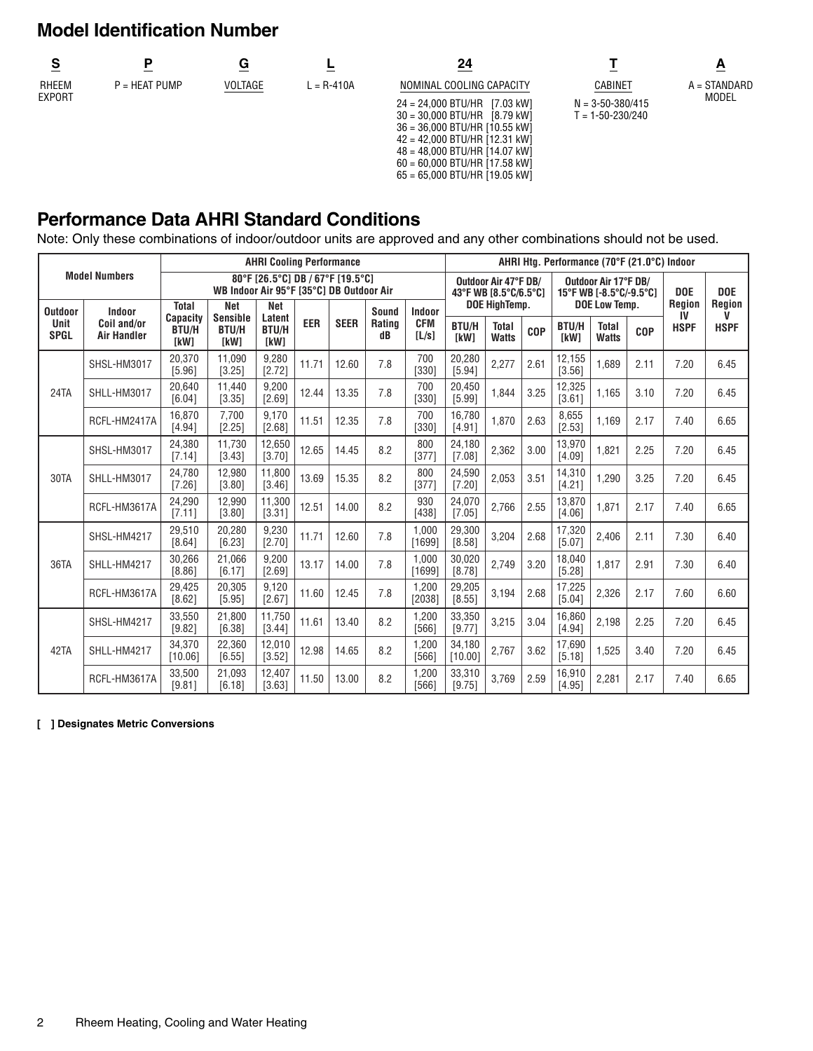## Model Identification Number

| S | P | G | L | 24 | T | A |
|---|---|---|---|---|---|---|
| RHEEM EXPORT | P = HEAT PUMP | VOLTAGE | L = R-410A | NOMINAL COOLING CAPACITY | CABINET | A = STANDARD MODEL |
| | | | | 24 = 24,000 BTU/HR [7.03 kW]<br>30 = 30,000 BTU/HR [8.79 kW]<br>36 = 36,000 BTU/HR [10.55 kW]<br>42 = 42,000 BTU/HR [12.31 kW]<br>48 = 48,000 BTU/HR [14.07 kW]<br>60 = 60,000 BTU/HR [17.58 kW]<br>65 = 65,000 BTU/HR [19.05 kW] | N = 3-50-380/415<br>T = 1-50-230/240 | |

## Performance Data AHRI Standard Conditions

Note: Only these combinations of indoor/outdoor units are approved and any other combinations should not be used.

| Model Numbers | | AHRI Cooling Performance 80°F [26.5°C] DB / 67°F [19.5°C] WB Indoor Air 95°F [35°C] DB Outdoor Air | | | | | | | AHRI Htg. Performance (70°F (21.0°C) Indoor | | | | | | | |
|---|---|---|---|---|---|---|---|---|---|---|---|---|---|---|---|---|
| | | | | | | | | | Outdoor Air 47°F DB/ 43°F WB [8.5°C/6.5°C] DOE HighTemp. | | | Outdoor Air 17°F DB/ 15°F WB [-8.5°C/-9.5°C] DOE Low Temp. | | | DOE Region IV | DOE Region V |
| Outdoor Unit SPGL | Indoor Coil and/or Air Handler | Total Capacity BTU/H [kW] | Net Sensible BTU/H [kW] | Net Latent BTU/H [kW] | EER | SEER | Sound Rating dB | Indoor CFM [L/s] | BTU/H [kW] | Total Watts | COP | BTU/H [kW] | Total Watts | COP | HSPF | HSPF |
| 24TA | SHSL-HM3017 | 20,370 [5.96] | 11,090 [3.25] | 9,280 [2.72] | 11.71 | 12.60 | 7.8 | 700 [330] | 20,280 [5.94] | 2,277 | 2.61 | 12,155 [3.56] | 1,689 | 2.11 | 7.20 | 6.45 |
| | SHLL-HM3017 | 20,640 [6.04] | 11,440 [3.35] | 9,200 [2.69] | 12.44 | 13.35 | 7.8 | 700 [330] | 20,450 [5.99] | 1,844 | 3.25 | 12,325 [3.61] | 1,165 | 3.10 | 7.20 | 6.45 |
| | RCFL-HM2417A | 16,870 [4.94] | 7,700 [2.25] | 9,170 [2.68] | 11.51 | 12.35 | 7.8 | 700 [330] | 16,780 [4.91] | 1,870 | 2.63 | 8,655 [2.53] | 1,169 | 2.17 | 7.40 | 6.65 |
| 30TA | SHSL-HM3017 | 24,380 [7.14] | 11,730 [3.43] | 12,650 [3.70] | 12.65 | 14.45 | 8.2 | 800 [377] | 24,180 [7.08] | 2,362 | 3.00 | 13,970 [4.09] | 1,821 | 2.25 | 7.20 | 6.45 |
| | SHLL-HM3017 | 24,780 [7.26] | 12,980 [3.80] | 11,800 [3.46] | 13.69 | 15.35 | 8.2 | 800 [377] | 24,590 [7.20] | 2,053 | 3.51 | 14,310 [4.21] | 1,290 | 3.25 | 7.20 | 6.45 |
| | RCFL-HM3617A | 24,290 [7.11] | 12,990 [3.80] | 11,300 [3.31] | 12.51 | 14.00 | 8.2 | 930 [438] | 24,070 [7.05] | 2,766 | 2.55 | 13,870 [4.06] | 1,871 | 2.17 | 7.40 | 6.65 |
| 36TA | SHSL-HM4217 | 29,510 [8.64] | 20,280 [6.23] | 9,230 [2.70] | 11.71 | 12.60 | 7.8 | 1,000 [1699] | 29,300 [8.58] | 3,204 | 2.68 | 17,320 [5.07] | 2,406 | 2.11 | 7.30 | 6.40 |
| | SHLL-HM4217 | 30,266 [8.86] | 21,066 [6.17] | 9,200 [2.69] | 13.17 | 14.00 | 7.8 | 1,000 [1699] | 30,020 [8.78] | 2,749 | 3.20 | 18,040 [5.28] | 1,817 | 2.91 | 7.30 | 6.40 |
| | RCFL-HM3617A | 29,425 [8.62] | 20,305 [5.95] | 9,120 [2.67] | 11.60 | 12.45 | 7.8 | 1,200 [2038] | 29,205 [8.55] | 3,194 | 2.68 | 17,225 [5.04] | 2,326 | 2.17 | 7.60 | 6.60 |
| 42TA | SHSL-HM4217 | 33,550 [9.82] | 21,800 [6.38] | 11,750 [3.44] | 11.61 | 13.40 | 8.2 | 1,200 [566] | 33,350 [9.77] | 3,215 | 3.04 | 16,860 [4.94] | 2,198 | 2.25 | 7.20 | 6.45 |
| | SHLL-HM4217 | 34,370 [10.06] | 22,360 [6.55] | 12,010 [3.52] | 12.98 | 14.65 | 8.2 | 1,200 [566] | 34,180 [10.00] | 2,767 | 3.62 | 17,690 [5.18] | 1,525 | 3.40 | 7.20 | 6.45 |
| | RCFL-HM3617A | 33,500 [9.81] | 21,093 [6.18] | 12,407 [3.63] | 11.50 | 13.00 | 8.2 | 1,200 [566] | 33,310 [9.75] | 3,769 | 2.59 | 16,910 [4.95] | 2,281 | 2.17 | 7.40 | 6.65 |

**[ ] Designates Metric Conversions**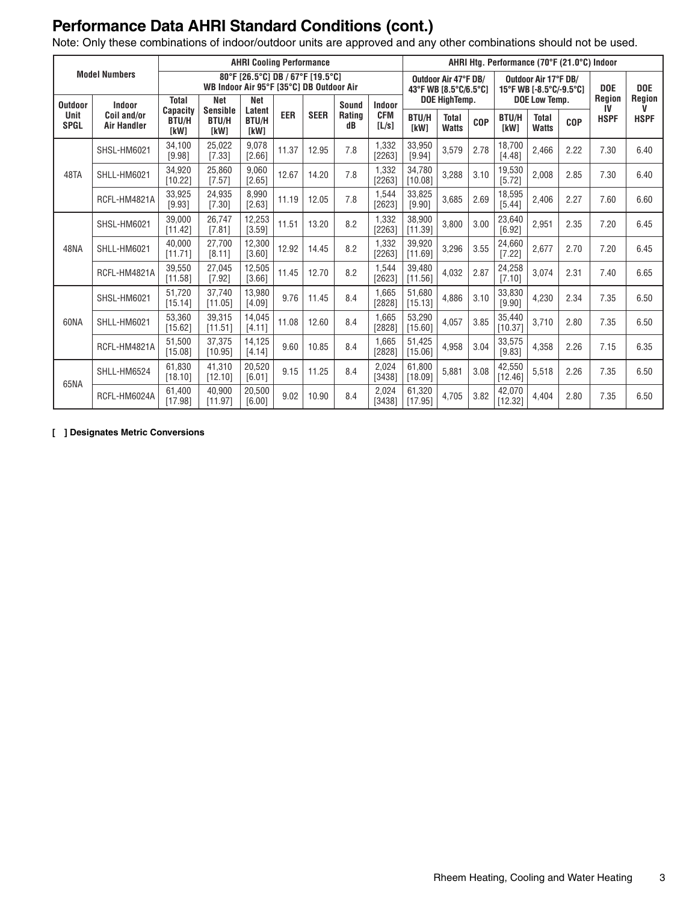## Performance Data AHRI Standard Conditions (cont.)

Note: Only these combinations of indoor/outdoor units are approved and any other combinations should not be used.

| Model Numbers | | AHRI Cooling Performance | | | | | | | AHRI Htg. Performance (70°F (21.0°C) Indoor | | | | | | | |
|---|---|---|---|---|---|---|---|---|---|---|---|---|---|---|---|---|
| | | 80°F [26.5°C] DB / 67°F [19.5°C] WB Indoor Air 95°F [35°C] DB Outdoor Air | | | | | | | Outdoor Air 47°F DB/ 43°F WB [8.5°C/6.5°C] DOE HighTemp. | | | Outdoor Air 17°F DB/ 15°F WB [-8.5°C/-9.5°C] DOE Low Temp. | | | DOE Region IV | DOE Region V |
| Outdoor Unit SPGL | Indoor Coil and/or Air Handler | Total Capacity BTU/H [kW] | Net Sensible BTU/H [kW] | Net Latent BTU/H [kW] | EER | SEER | Sound Rating dB | Indoor CFM [L/s] | BTU/H [kW] | Total Watts | COP | BTU/H [kW] | Total Watts | COP | HSPF | HSPF |
| 48TA | SHSL-HM6021 | 34,100 [9.98] | 25,022 [7.33] | 9,078 [2.66] | 11.37 | 12.95 | 7.8 | 1,332 [2263] | 33,950 [9.94] | 3,579 | 2.78 | 18,700 [4.48] | 2,466 | 2.22 | 7.30 | 6.40 |
| | SHLL-HM6021 | 34,920 [10.22] | 25,860 [7.57] | 9,060 [2.65] | 12.67 | 14.20 | 7.8 | 1,332 [2263] | 34,780 [10.08] | 3,288 | 3.10 | 19,530 [5.72] | 2,008 | 2.85 | 7.30 | 6.40 |
| | RCFL-HM4821A | 33,925 [9.93] | 24,935 [7.30] | 8,990 [2.63] | 11.19 | 12.05 | 7.8 | 1,544 [2623] | 33,825 [9.90] | 3,685 | 2.69 | 18,595 [5.44] | 2,406 | 2.27 | 7.60 | 6.60 |
| 48NA | SHSL-HM6021 | 39,000 [11.42] | 26,747 [7.81] | 12,253 [3.59] | 11.51 | 13.20 | 8.2 | 1,332 [2263] | 38,900 [11.39] | 3,800 | 3.00 | 23,640 [6.92] | 2,951 | 2.35 | 7.20 | 6.45 |
| | SHLL-HM6021 | 40,000 [11.71] | 27,700 [8.11] | 12,300 [3.60] | 12.92 | 14.45 | 8.2 | 1,332 [2263] | 39,920 [11.69] | 3,296 | 3.55 | 24,660 [7.22] | 2,677 | 2.70 | 7.20 | 6.45 |
| | RCFL-HM4821A | 39,550 [11.58] | 27,045 [7.92] | 12,505 [3.66] | 11.45 | 12.70 | 8.2 | 1,544 [2623] | 39,480 [11.56] | 4,032 | 2.87 | 24,258 [7.10] | 3,074 | 2.31 | 7.40 | 6.65 |
| 60NA | SHSL-HM6021 | 51,720 [15.14] | 37,740 [11.05] | 13,980 [4.09] | 9.76 | 11.45 | 8.4 | 1,665 [2828] | 51,680 [15.13] | 4,886 | 3.10 | 33,830 [9.90] | 4,230 | 2.34 | 7.35 | 6.50 |
| | SHLL-HM6021 | 53,360 [15.62] | 39,315 [11.51] | 14,045 [4.11] | 11.08 | 12.60 | 8.4 | 1,665 [2828] | 53,290 [15.60] | 4,057 | 3.85 | 35,440 [10.37] | 3,710 | 2.80 | 7.35 | 6.50 |
| | RCFL-HM4821A | 51,500 [15.08] | 37,375 [10.95] | 14,125 [4.14] | 9.60 | 10.85 | 8.4 | 1,665 [2828] | 51,425 [15.06] | 4,958 | 3.04 | 33,575 [9.83] | 4,358 | 2.26 | 7.15 | 6.35 |
| 65NA | SHLL-HM6524 | 61,830 [18.10] | 41,310 [12.10] | 20,520 [6.01] | 9.15 | 11.25 | 8.4 | 2,024 [3438] | 61,800 [18.09] | 5,881 | 3.08 | 42,550 [12.46] | 5,518 | 2.26 | 7.35 | 6.50 |
| | RCFL-HM6024A | 61,400 [17.98] | 40,900 [11.97] | 20,500 [6.00] | 9.02 | 10.90 | 8.4 | 2,024 [3438] | 61,320 [17.95] | 4,705 | 3.82 | 42,070 [12.32] | 4,404 | 2.80 | 7.35 | 6.50 |

**[ ] Designates Metric Conversions**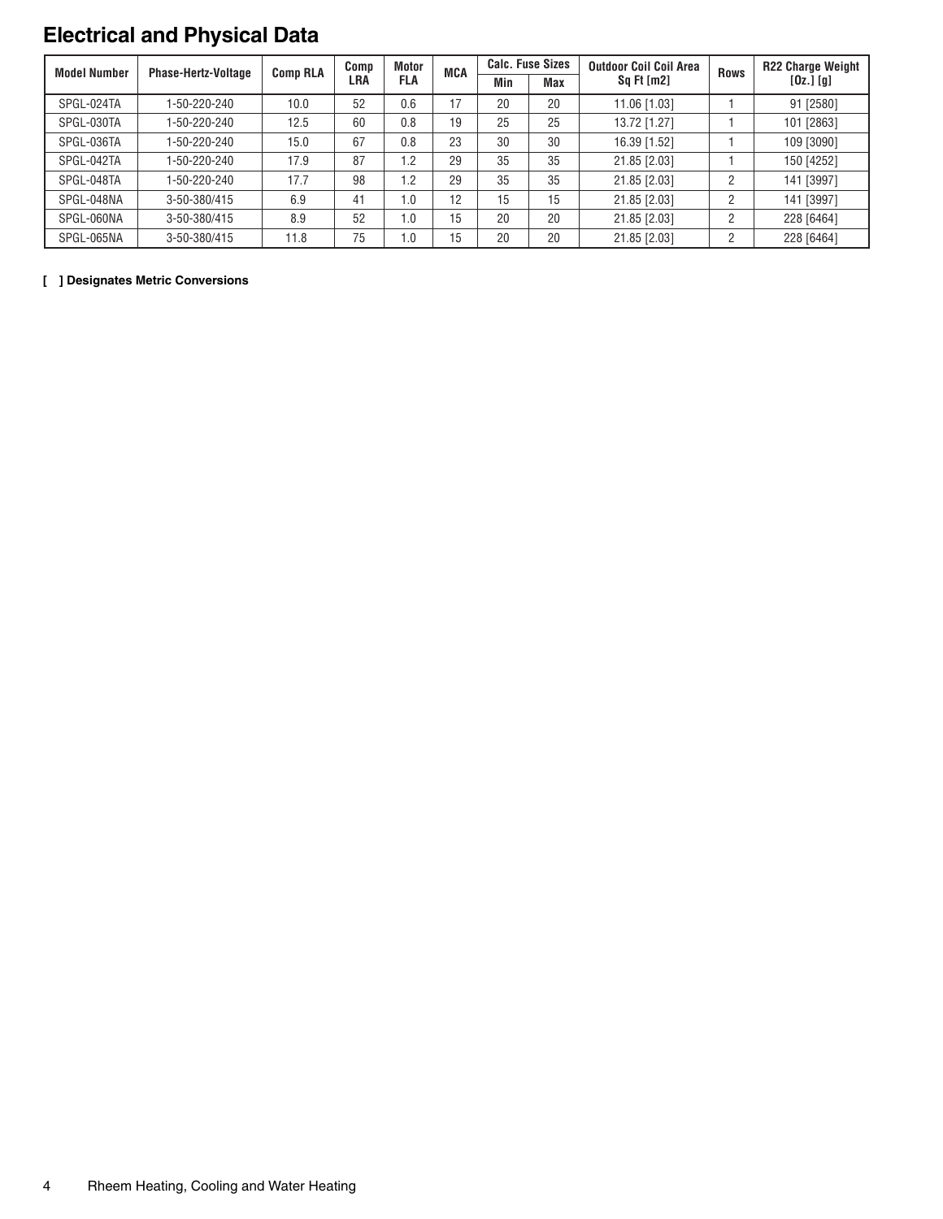## Electrical and Physical Data

| Model Number | Phase-Hertz-Voltage | Comp RLA | Comp LRA | Motor FLA | MCA | Calc. Fuse Sizes | | Outdoor Coil Coil Area Sq Ft [m2] | Rows | R22 Charge Weight [Oz.] [g] |
|---|---|---|---|---|---|---|---|---|---|---|
| | | | | | | Min | Max | | | |
| SPGL-024TA | 1-50-220-240 | 10.0 | 52 | 0.6 | 17 | 20 | 20 | 11.06 [1.03] | 1 | 91 [2580] |
| SPGL-030TA | 1-50-220-240 | 12.5 | 60 | 0.8 | 19 | 25 | 25 | 13.72 [1.27] | 1 | 101 [2863] |
| SPGL-036TA | 1-50-220-240 | 15.0 | 67 | 0.8 | 23 | 30 | 30 | 16.39 [1.52] | 1 | 109 [3090] |
| SPGL-042TA | 1-50-220-240 | 17.9 | 87 | 1.2 | 29 | 35 | 35 | 21.85 [2.03] | 1 | 150 [4252] |
| SPGL-048TA | 1-50-220-240 | 17.7 | 98 | 1.2 | 29 | 35 | 35 | 21.85 [2.03] | 2 | 141 [3997] |
| SPGL-048NA | 3-50-380/415 | 6.9 | 41 | 1.0 | 12 | 15 | 15 | 21.85 [2.03] | 2 | 141 [3997] |
| SPGL-060NA | 3-50-380/415 | 8.9 | 52 | 1.0 | 15 | 20 | 20 | 21.85 [2.03] | 2 | 228 [6464] |
| SPGL-065NA | 3-50-380/415 | 11.8 | 75 | 1.0 | 15 | 20 | 20 | 21.85 [2.03] | 2 | 228 [6464] |

**[ ] Designates Metric Conversions**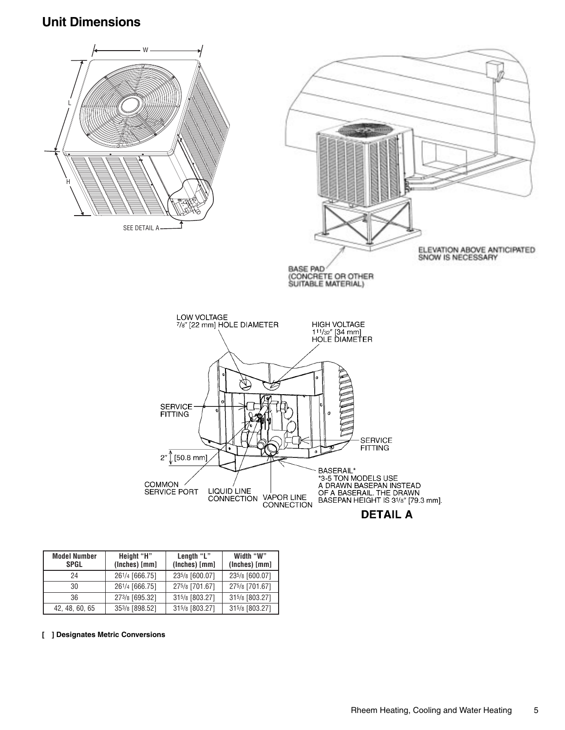## Unit Dimensions

W

L

H

SEE DETAIL A

ELEVATION ABOVE ANTICIPATED SNOW IS NECESSARY

BASE PAD (CONCRETE OR OTHER SUITABLE MATERIAL)

LOW VOLTAGE 7/8″ [22 mm] HOLE DIAMETER

HIGH VOLTAGE 1 11/32″ [34 mm] HOLE DIAMETER

SERVICE FITTING

SERVICE FITTING

2″ [50.8 mm]

BASERAIL*
*3-5 TON MODELS USE A DRAWN BASEPAN INSTEAD OF A BASERAIL. THE DRAWN BASEPAN HEIGHT IS 3 1/8″ [79.3 mm].

COMMON SERVICE PORT

LIQUID LINE CONNECTION

VAPOR LINE CONNECTION

**DETAIL A**

| Model Number SPGL | Height "H" (Inches) [mm] | Length "L" (Inches) [mm] | Width "W" (Inches) [mm] |
|---|---|---|---|
| 24 | 26 1/4 [666.75] | 23 5/8 [600.07] | 23 5/8 [600.07] |
| 30 | 26 1/4 [666.75] | 27 5/8 [701.67] | 27 5/8 [701.67] |
| 36 | 27 3/8 [695.32] | 31 5/8 [803.27] | 31 5/8 [803.27] |
| 42, 48, 60, 65 | 35 3/8 [898.52] | 31 5/8 [803.27] | 31 5/8 [803.27] |

**[ ] Designates Metric Conversions**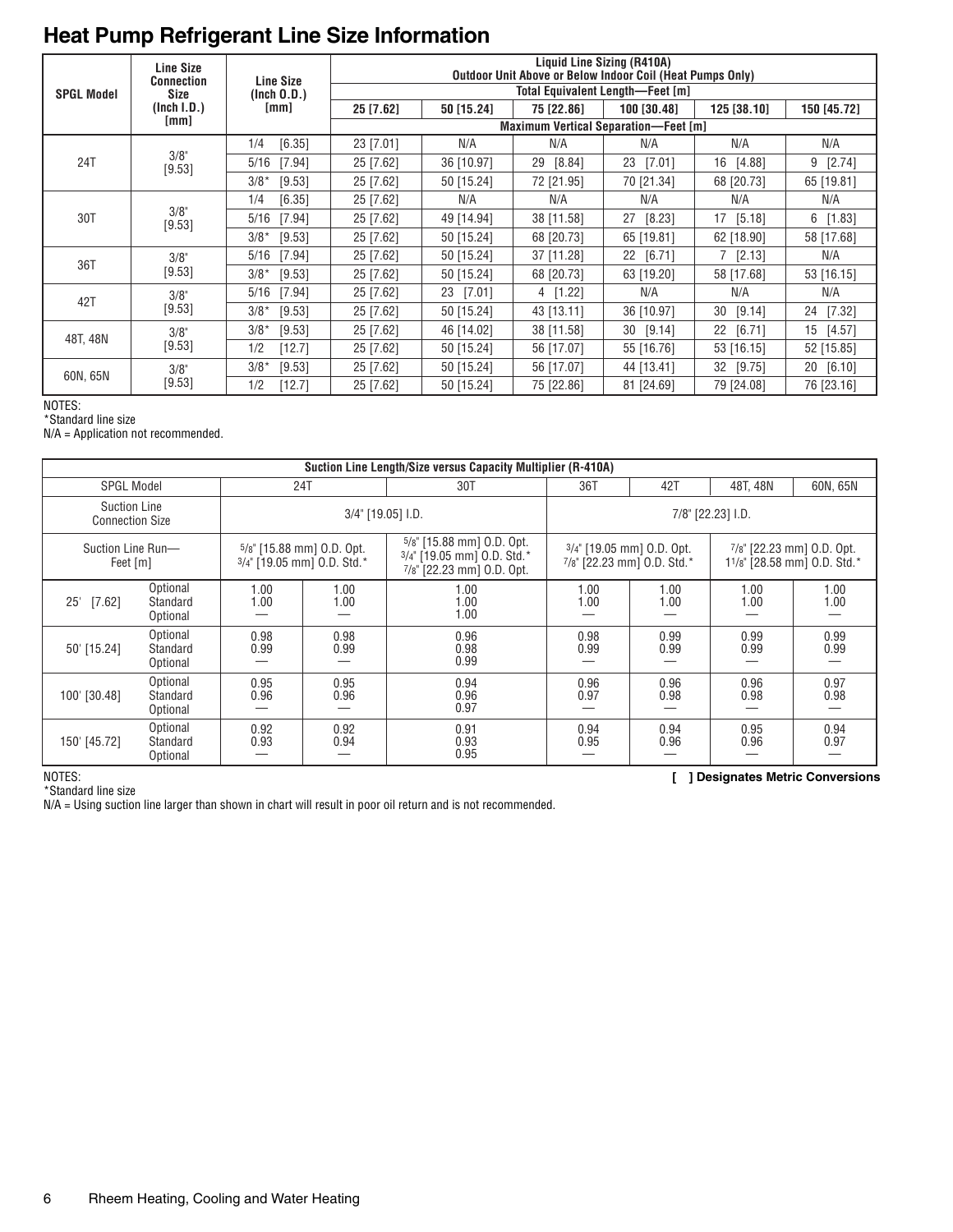## Heat Pump Refrigerant Line Size Information

| SPGL Model | Line Size Connection Size (Inch I.D.) [mm] | Line Size (Inch O.D.) [mm] | Liquid Line Sizing (R410A) Outdoor Unit Above or Below Indoor Coil (Heat Pumps Only) | | | | | |
|---|---|---|---|---|---|---|---|---|
| | | | **Total Equivalent Length—Feet [m]** | | | | | |
| | | | 25 [7.62] | 50 [15.24] | 75 [22.86] | 100 [30.48] | 125 [38.10] | 150 [45.72] |
| | | | **Maximum Vertical Separation—Feet [m]** | | | | | |
| 24T | 3/8" [9.53] | 1/4 [6.35] | 23 [7.01] | N/A | N/A | N/A | N/A | N/A |
| | | 5/16 [7.94] | 25 [7.62] | 36 [10.97] | 29 [8.84] | 23 [7.01] | 16 [4.88] | 9 [2.74] |
| | | 3/8* [9.53] | 25 [7.62] | 50 [15.24] | 72 [21.95] | 70 [21.34] | 68 [20.73] | 65 [19.81] |
| 30T | 3/8" [9.53] | 1/4 [6.35] | 25 [7.62] | N/A | N/A | N/A | N/A | N/A |
| | | 5/16 [7.94] | 25 [7.62] | 49 [14.94] | 38 [11.58] | 27 [8.23] | 17 [5.18] | 6 [1.83] |
| | | 3/8* [9.53] | 25 [7.62] | 50 [15.24] | 68 [20.73] | 65 [19.81] | 62 [18.90] | 58 [17.68] |
| 36T | 3/8" [9.53] | 5/16 [7.94] | 25 [7.62] | 50 [15.24] | 37 [11.28] | 22 [6.71] | 7 [2.13] | N/A |
| | | 3/8* [9.53] | 25 [7.62] | 50 [15.24] | 68 [20.73] | 63 [19.20] | 58 [17.68] | 53 [16.15] |
| 42T | 3/8" [9.53] | 5/16 [7.94] | 25 [7.62] | 23 [7.01] | 4 [1.22] | N/A | N/A | N/A |
| | | 3/8* [9.53] | 25 [7.62] | 50 [15.24] | 43 [13.11] | 36 [10.97] | 30 [9.14] | 24 [7.32] |
| 48T, 48N | 3/8" [9.53] | 3/8* [9.53] | 25 [7.62] | 46 [14.02] | 38 [11.58] | 30 [9.14] | 22 [6.71] | 15 [4.57] |
| | | 1/2 [12.7] | 25 [7.62] | 50 [15.24] | 56 [17.07] | 55 [16.76] | 53 [16.15] | 52 [15.85] |
| 60N, 65N | 3/8" [9.53] | 3/8* [9.53] | 25 [7.62] | 50 [15.24] | 56 [17.07] | 44 [13.41] | 32 [9.75] | 20 [6.10] |
| | | 1/2 [12.7] | 25 [7.62] | 50 [15.24] | 75 [22.86] | 81 [24.69] | 79 [24.08] | 76 [23.16] |

NOTES:
*Standard line size
N/A = Application not recommended.

| Suction Line Length/Size versus Capacity Multiplier (R-410A) | | | | | | | | |
|---|---|---|---|---|---|---|---|---|
| SPGL Model | | 24T | | 30T | 36T | 42T | 48T, 48N | 60N, 65N |
| Suction Line Connection Size | | 3/4" [19.05] I.D. | | | 7/8" [22.23] I.D. | | | |
| Suction Line Run—Feet [m] | | 5/8" [15.88 mm] O.D. Opt. 3/4" [19.05 mm] O.D. Std.* | | 5/8" [15.88 mm] O.D. Opt. 3/4" [19.05 mm] O.D. Std.* 7/8" [22.23 mm] O.D. Opt. | 3/4" [19.05 mm] O.D. Opt. 7/8" [22.23 mm] O.D. Std.* | | 7/8" [22.23 mm] O.D. Opt. 1 1/8" [28.58 mm] O.D. Std.* | |
| 25' [7.62] | Optional | 1.00 | 1.00 | 1.00 | 1.00 | 1.00 | 1.00 | 1.00 |
| | Standard | 1.00 | 1.00 | 1.00 | 1.00 | 1.00 | 1.00 | 1.00 |
| | Optional | — | — | 1.00 | — | — | — | — |
| 50' [15.24] | Optional | 0.98 | 0.98 | 0.96 | 0.98 | 0.99 | 0.99 | 0.99 |
| | Standard | 0.99 | 0.99 | 0.98 | 0.99 | 0.99 | 0.99 | 0.99 |
| | Optional | — | — | 0.99 | — | — | — | — |
| 100' [30.48] | Optional | 0.95 | 0.95 | 0.94 | 0.96 | 0.96 | 0.96 | 0.97 |
| | Standard | 0.96 | 0.96 | 0.96 | 0.97 | 0.98 | 0.98 | 0.98 |
| | Optional | — | — | 0.97 | — | — | — | — |
| 150' [45.72] | Optional | 0.92 | 0.92 | 0.91 | 0.94 | 0.94 | 0.95 | 0.94 |
| | Standard | 0.93 | 0.94 | 0.93 | 0.95 | 0.96 | 0.96 | 0.97 |
| | Optional | — | — | 0.95 | — | — | — | — |

NOTES:
*Standard line size
N/A = Using suction line larger than shown in chart will result in poor oil return and is not recommended.

**[ ] Designates Metric Conversions**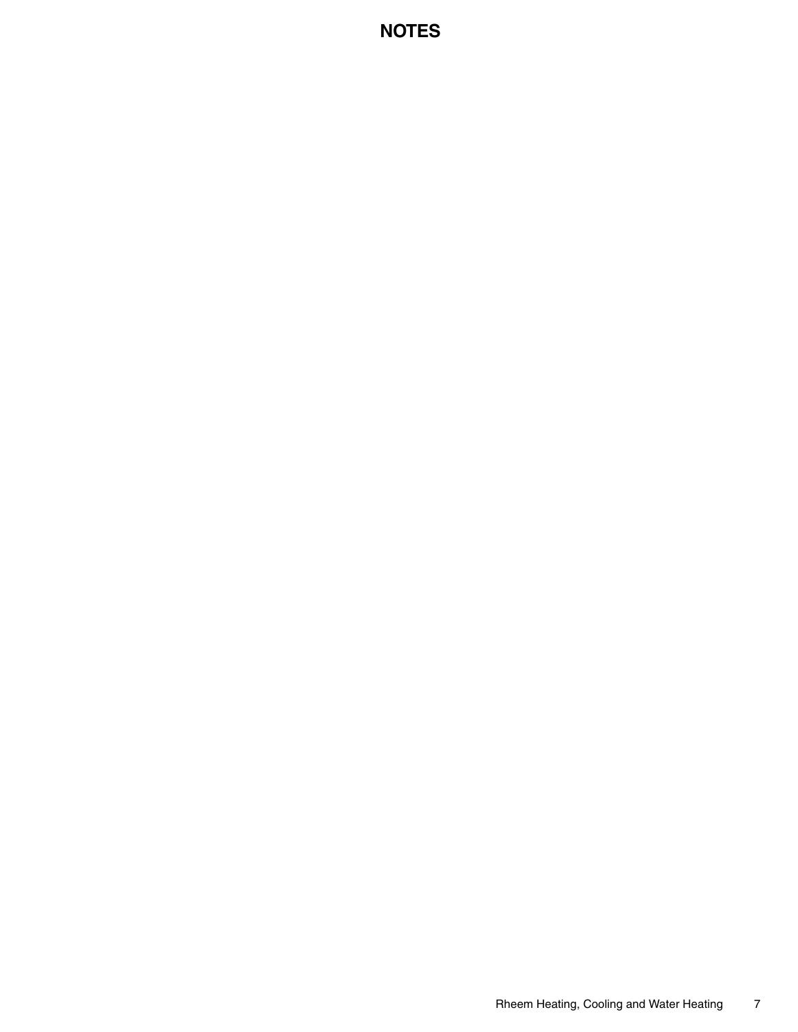# NOTES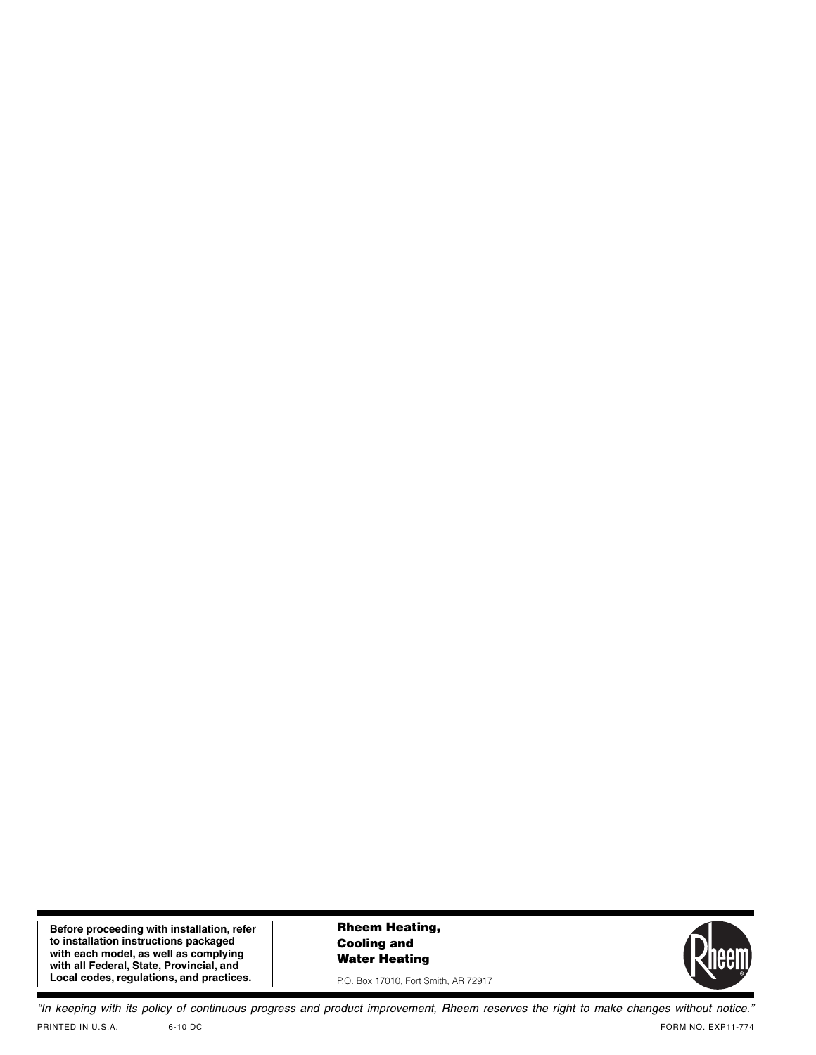**Before proceeding with installation, refer to installation instructions packaged with each model, as well as complying with all Federal, State, Provincial, and Local codes, regulations, and practices.**

**Rheem Heating, Cooling and Water Heating**

P.O. Box 17010, Fort Smith, AR 72917

*"In keeping with its policy of continuous progress and product improvement, Rheem reserves the right to make changes without notice."*

PRINTED IN U.S.A. 6-10 DC FORM NO. EXP11-774